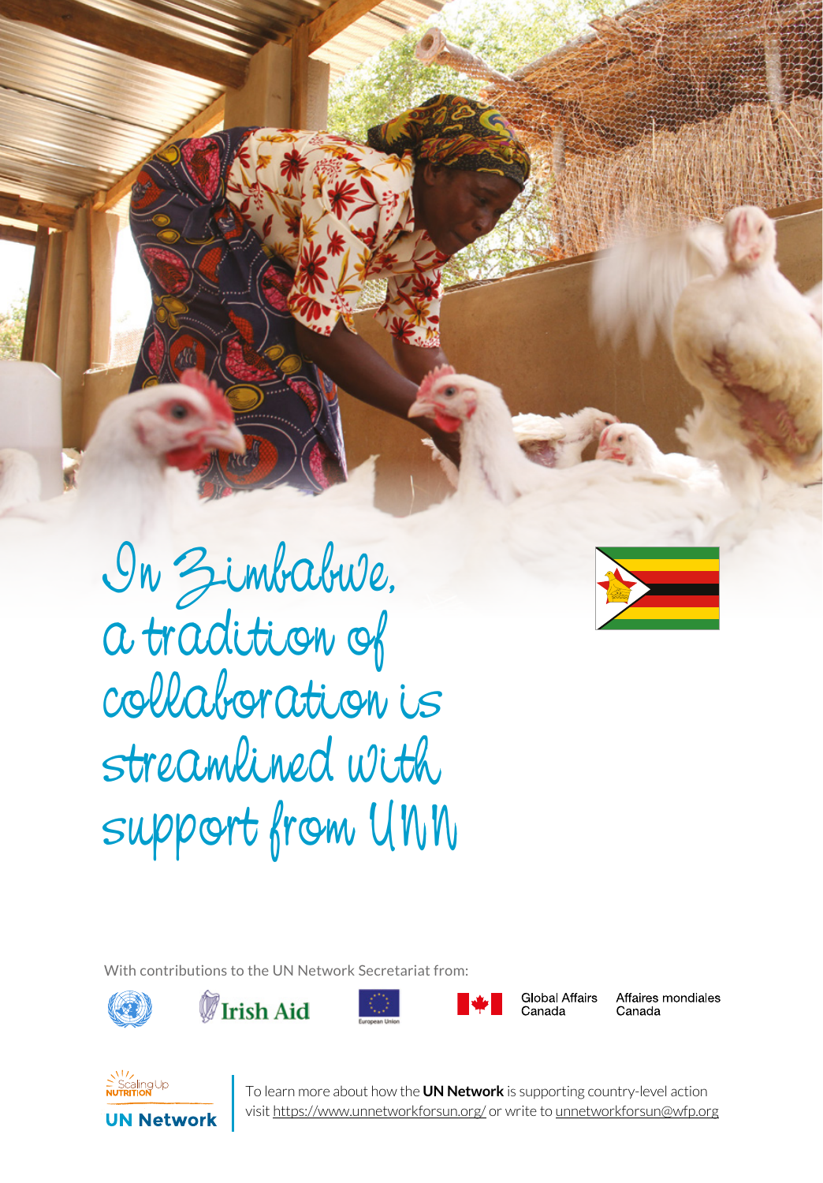# In Zimbabwe, a tradition of collaboration is streamlined with support from UNN

With contributions to the UN Network Secretariat from:

Irish Aid

European Union

Global Affairs Canada

Affaires mondiales Canada

Scaling Up NUTRITION

UN Network

To learn more about how the **UN Network** is supporting country-level action visit https://www.unnetworkforsun.org/ or write to unnetworkforsun@wfp.org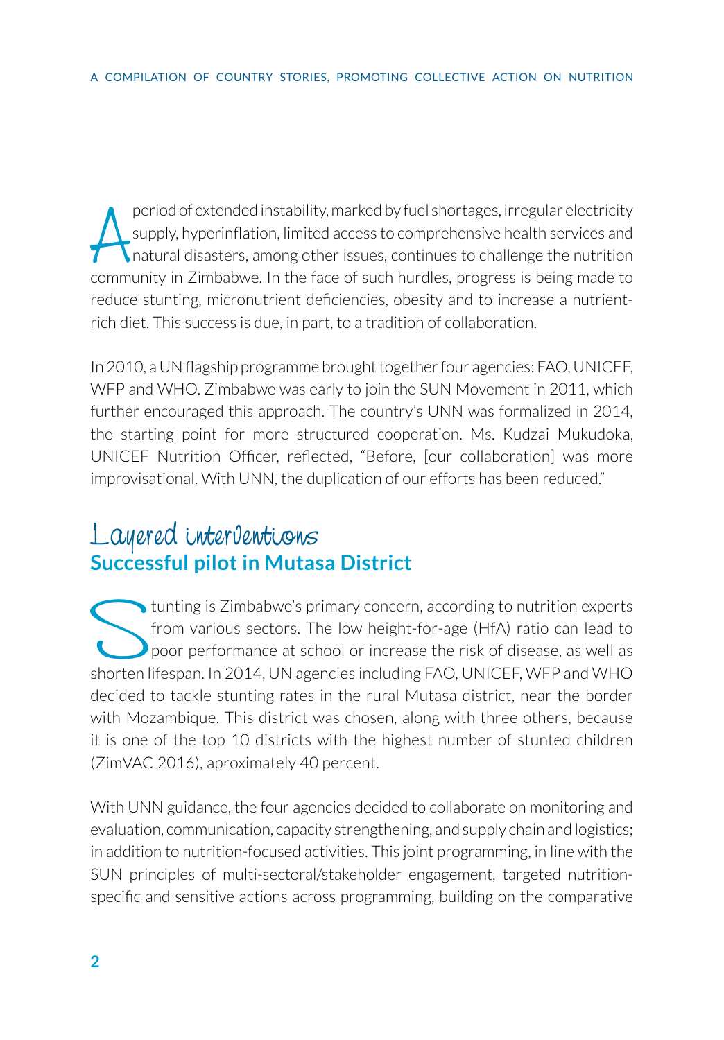A period of extended instability, marked by fuel shortages, irregular electricity supply, hyperinflation, limited access to comprehensive health services and natural disasters, among other issues, continues to challenge the nutrition community in Zimbabwe. In the face of such hurdles, progress is being made to reduce stunting, micronutrient deficiencies, obesity and to increase a nutrient-rich diet. This success is due, in part, to a tradition of collaboration.

In 2010, a UN flagship programme brought together four agencies: FAO, UNICEF, WFP and WHO. Zimbabwe was early to join the SUN Movement in 2011, which further encouraged this approach. The country's UNN was formalized in 2014, the starting point for more structured cooperation. Ms. Kudzai Mukudoka, UNICEF Nutrition Officer, reflected, "Before, [our collaboration] was more improvisational. With UNN, the duplication of our efforts has been reduced."

## Layered interventions
### Successful pilot in Mutasa District

Stunting is Zimbabwe's primary concern, according to nutrition experts from various sectors. The low height-for-age (HfA) ratio can lead to poor performance at school or increase the risk of disease, as well as shorten lifespan. In 2014, UN agencies including FAO, UNICEF, WFP and WHO decided to tackle stunting rates in the rural Mutasa district, near the border with Mozambique. This district was chosen, along with three others, because it is one of the top 10 districts with the highest number of stunted children (ZimVAC 2016), aproximately 40 percent.

With UNN guidance, the four agencies decided to collaborate on monitoring and evaluation, communication, capacity strengthening, and supply chain and logistics; in addition to nutrition-focused activities. This joint programming, in line with the SUN principles of multi-sectoral/stakeholder engagement, targeted nutrition-specific and sensitive actions across programming, building on the comparative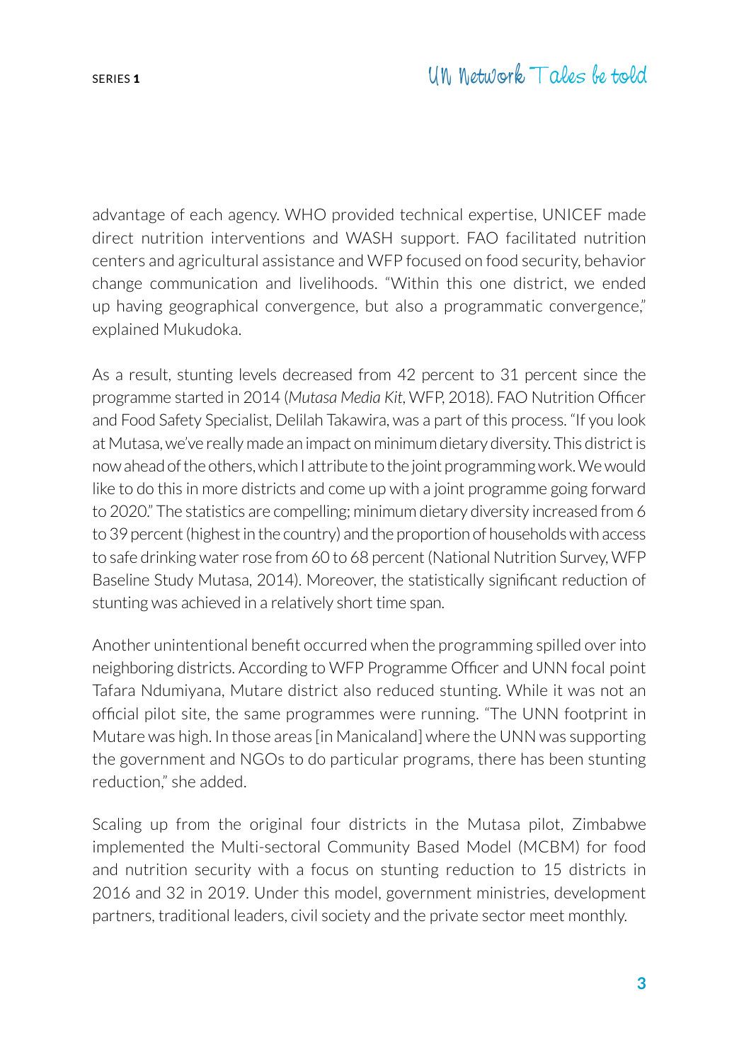advantage of each agency. WHO provided technical expertise, UNICEF made direct nutrition interventions and WASH support. FAO facilitated nutrition centers and agricultural assistance and WFP focused on food security, behavior change communication and livelihoods. "Within this one district, we ended up having geographical convergence, but also a programmatic convergence," explained Mukudoka.

As a result, stunting levels decreased from 42 percent to 31 percent since the programme started in 2014 (*Mutasa Media Kit*, WFP, 2018). FAO Nutrition Officer and Food Safety Specialist, Delilah Takawira, was a part of this process. "If you look at Mutasa, we've really made an impact on minimum dietary diversity. This district is now ahead of the others, which I attribute to the joint programming work. We would like to do this in more districts and come up with a joint programme going forward to 2020." The statistics are compelling; minimum dietary diversity increased from 6 to 39 percent (highest in the country) and the proportion of households with access to safe drinking water rose from 60 to 68 percent (National Nutrition Survey, WFP Baseline Study Mutasa, 2014). Moreover, the statistically significant reduction of stunting was achieved in a relatively short time span.

Another unintentional benefit occurred when the programming spilled over into neighboring districts. According to WFP Programme Officer and UNN focal point Tafara Ndumiyana, Mutare district also reduced stunting. While it was not an official pilot site, the same programmes were running. "The UNN footprint in Mutare was high. In those areas [in Manicaland] where the UNN was supporting the government and NGOs to do particular programs, there has been stunting reduction," she added.

Scaling up from the original four districts in the Mutasa pilot, Zimbabwe implemented the Multi-sectoral Community Based Model (MCBM) for food and nutrition security with a focus on stunting reduction to 15 districts in 2016 and 32 in 2019. Under this model, government ministries, development partners, traditional leaders, civil society and the private sector meet monthly.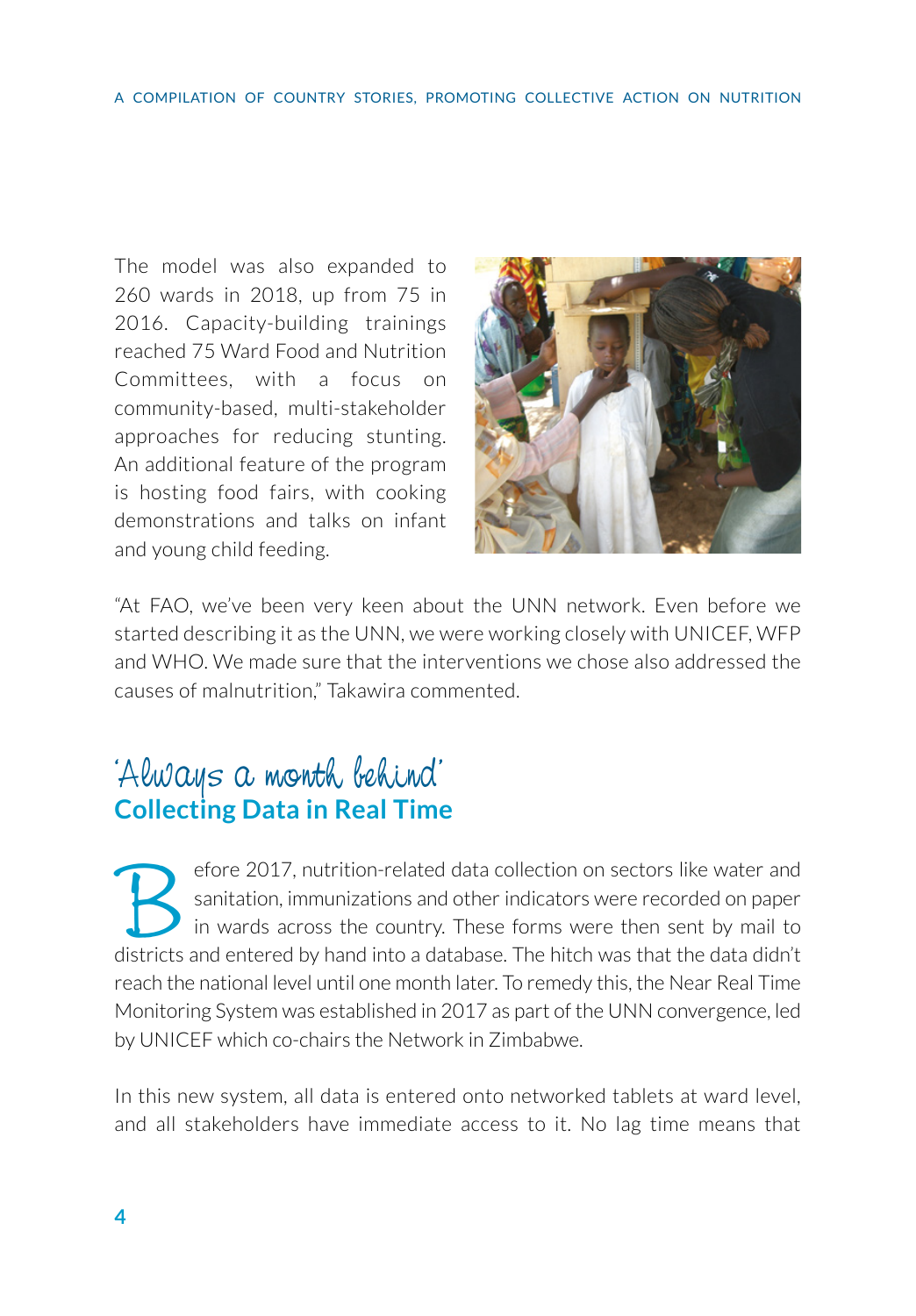The model was also expanded to 260 wards in 2018, up from 75 in 2016. Capacity-building trainings reached 75 Ward Food and Nutrition Committees, with a focus on community-based, multi-stakeholder approaches for reducing stunting. An additional feature of the program is hosting food fairs, with cooking demonstrations and talks on infant and young child feeding.

"At FAO, we've been very keen about the UNN network. Even before we started describing it as the UNN, we were working closely with UNICEF, WFP and WHO. We made sure that the interventions we chose also addressed the causes of malnutrition," Takawira commented.

## 'Always a month behind'
## Collecting Data in Real Time

Before 2017, nutrition-related data collection on sectors like water and sanitation, immunizations and other indicators were recorded on paper in wards across the country. These forms were then sent by mail to districts and entered by hand into a database. The hitch was that the data didn't reach the national level until one month later. To remedy this, the Near Real Time Monitoring System was established in 2017 as part of the UNN convergence, led by UNICEF which co-chairs the Network in Zimbabwe.

In this new system, all data is entered onto networked tablets at ward level, and all stakeholders have immediate access to it. No lag time means that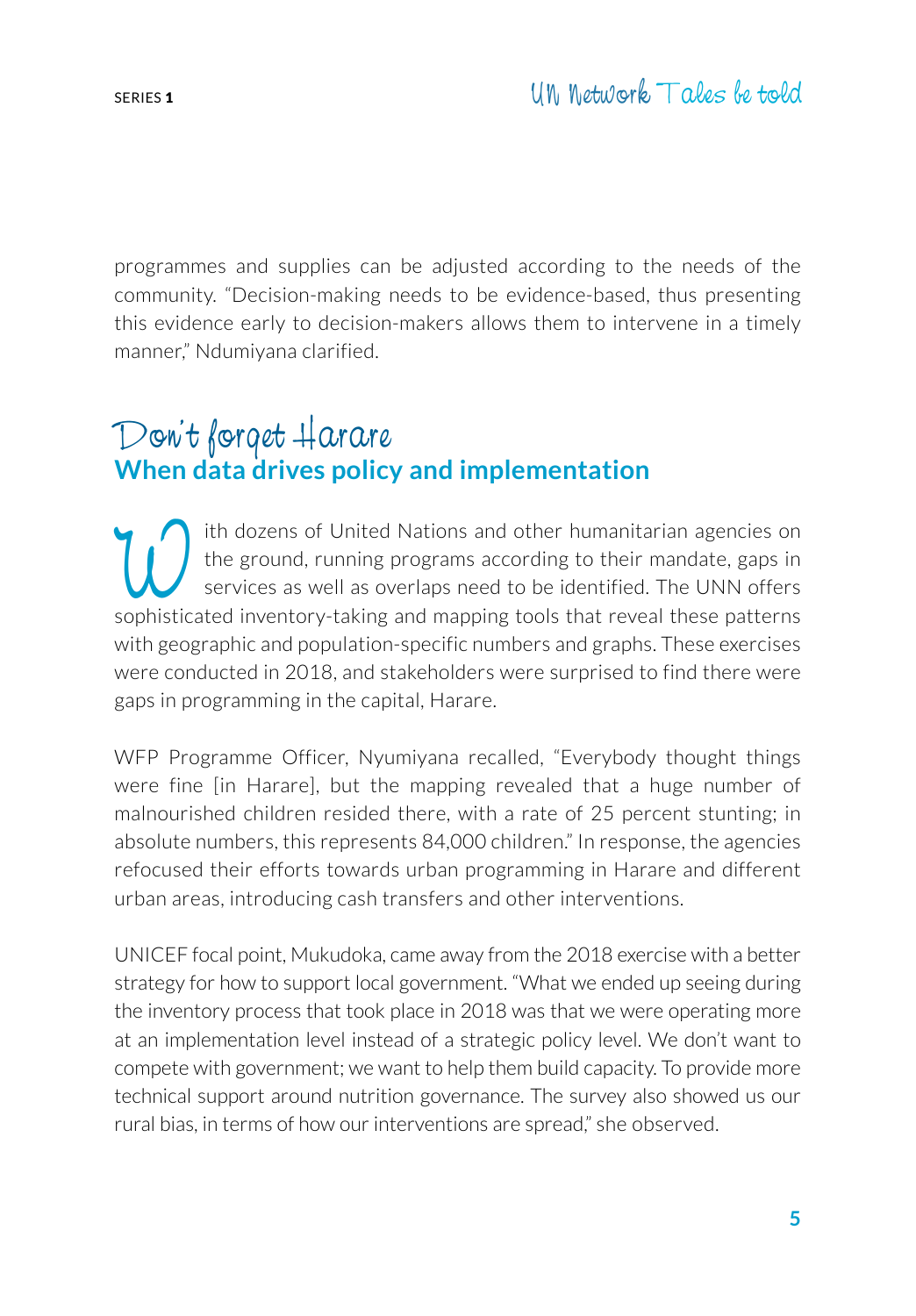programmes and supplies can be adjusted according to the needs of the community. "Decision-making needs to be evidence-based, thus presenting this evidence early to decision-makers allows them to intervene in a timely manner," Ndumiyana clarified.

## Don't forget Harare
### When data drives policy and implementation

With dozens of United Nations and other humanitarian agencies on the ground, running programs according to their mandate, gaps in services as well as overlaps need to be identified. The UNN offers sophisticated inventory-taking and mapping tools that reveal these patterns with geographic and population-specific numbers and graphs. These exercises were conducted in 2018, and stakeholders were surprised to find there were gaps in programming in the capital, Harare.

WFP Programme Officer, Nyumiyana recalled, "Everybody thought things were fine [in Harare], but the mapping revealed that a huge number of malnourished children resided there, with a rate of 25 percent stunting; in absolute numbers, this represents 84,000 children." In response, the agencies refocused their efforts towards urban programming in Harare and different urban areas, introducing cash transfers and other interventions.

UNICEF focal point, Mukudoka, came away from the 2018 exercise with a better strategy for how to support local government. "What we ended up seeing during the inventory process that took place in 2018 was that we were operating more at an implementation level instead of a strategic policy level. We don't want to compete with government; we want to help them build capacity. To provide more technical support around nutrition governance. The survey also showed us our rural bias, in terms of how our interventions are spread," she observed.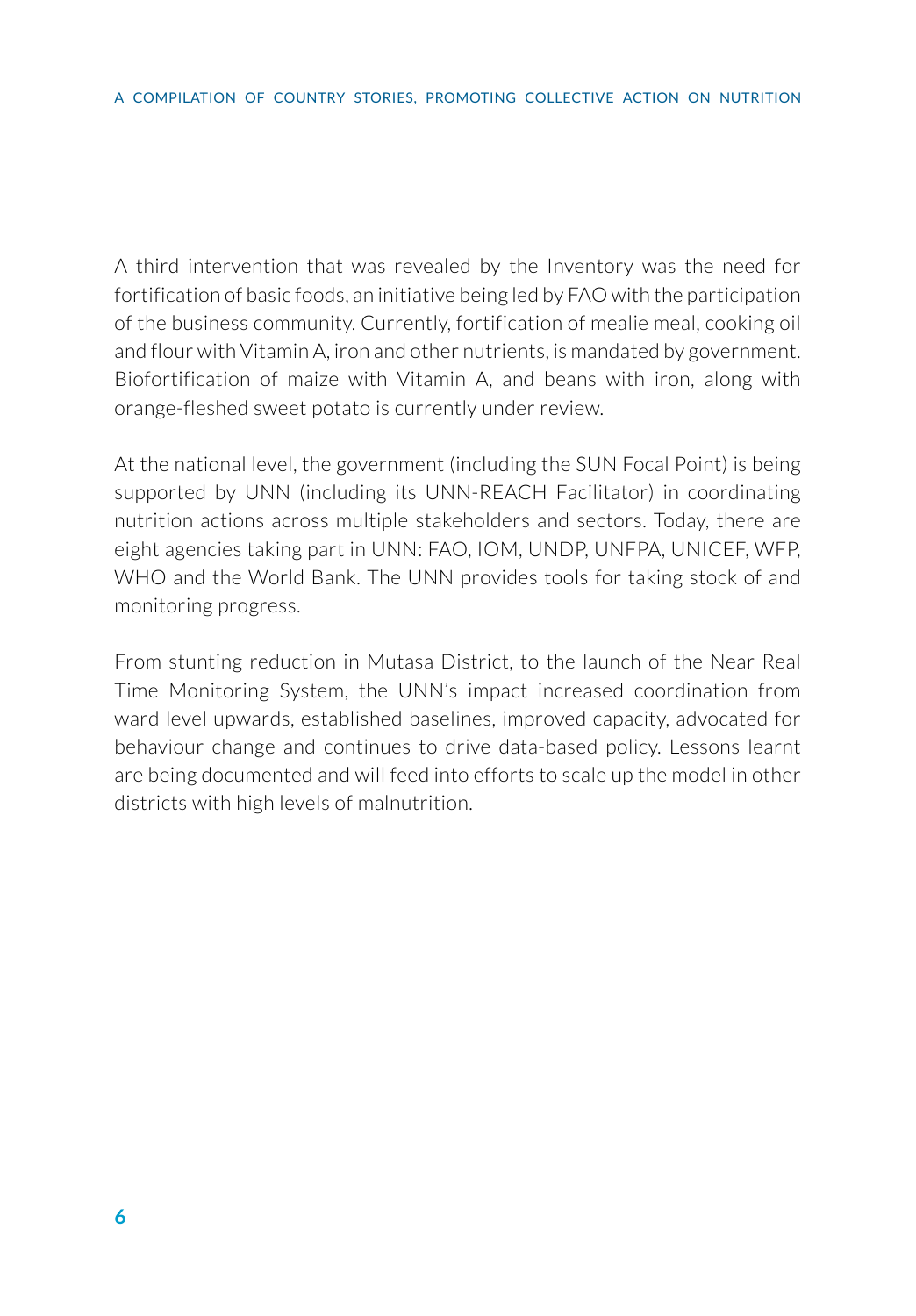A third intervention that was revealed by the Inventory was the need for fortification of basic foods, an initiative being led by FAO with the participation of the business community. Currently, fortification of mealie meal, cooking oil and flour with Vitamin A, iron and other nutrients, is mandated by government. Biofortification of maize with Vitamin A, and beans with iron, along with orange-fleshed sweet potato is currently under review.

At the national level, the government (including the SUN Focal Point) is being supported by UNN (including its UNN-REACH Facilitator) in coordinating nutrition actions across multiple stakeholders and sectors. Today, there are eight agencies taking part in UNN: FAO, IOM, UNDP, UNFPA, UNICEF, WFP, WHO and the World Bank. The UNN provides tools for taking stock of and monitoring progress.

From stunting reduction in Mutasa District, to the launch of the Near Real Time Monitoring System, the UNN's impact increased coordination from ward level upwards, established baselines, improved capacity, advocated for behaviour change and continues to drive data-based policy. Lessons learnt are being documented and will feed into efforts to scale up the model in other districts with high levels of malnutrition.